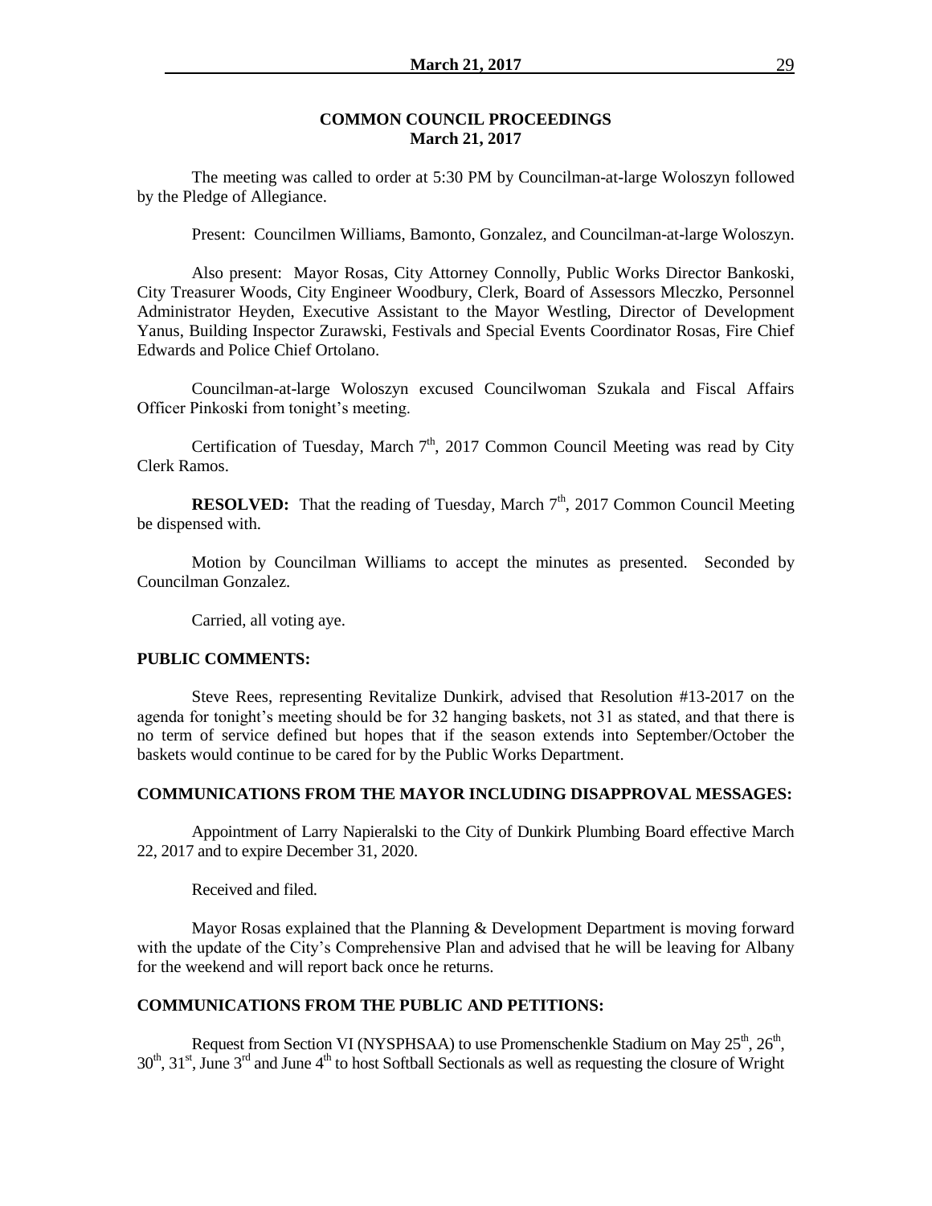## COMMON COUNCIL PROCEEDINGS
## March 21, 2017

The meeting was called to order at 5:30 PM by Councilman-at-large Woloszyn followed by the Pledge of Allegiance.

Present: Councilmen Williams, Bamonto, Gonzalez, and Councilman-at-large Woloszyn.

Also present: Mayor Rosas, City Attorney Connolly, Public Works Director Bankoski, City Treasurer Woods, City Engineer Woodbury, Clerk, Board of Assessors Mleczko, Personnel Administrator Heyden, Executive Assistant to the Mayor Westling, Director of Development Yanus, Building Inspector Zurawski, Festivals and Special Events Coordinator Rosas, Fire Chief Edwards and Police Chief Ortolano.

Councilman-at-large Woloszyn excused Councilwoman Szukala and Fiscal Affairs Officer Pinkoski from tonight's meeting.

Certification of Tuesday, March 7th, 2017 Common Council Meeting was read by City Clerk Ramos.

**RESOLVED:** That the reading of Tuesday, March 7th, 2017 Common Council Meeting be dispensed with.

Motion by Councilman Williams to accept the minutes as presented. Seconded by Councilman Gonzalez.

Carried, all voting aye.

**PUBLIC COMMENTS:**

Steve Rees, representing Revitalize Dunkirk, advised that Resolution #13-2017 on the agenda for tonight's meeting should be for 32 hanging baskets, not 31 as stated, and that there is no term of service defined but hopes that if the season extends into September/October the baskets would continue to be cared for by the Public Works Department.

**COMMUNICATIONS FROM THE MAYOR INCLUDING DISAPPROVAL MESSAGES:**

Appointment of Larry Napieralski to the City of Dunkirk Plumbing Board effective March 22, 2017 and to expire December 31, 2020.

Received and filed.

Mayor Rosas explained that the Planning & Development Department is moving forward with the update of the City's Comprehensive Plan and advised that he will be leaving for Albany for the weekend and will report back once he returns.

**COMMUNICATIONS FROM THE PUBLIC AND PETITIONS:**

Request from Section VI (NYSPHSAA) to use Promenschenkle Stadium on May 25th, 26th, 30th, 31st, June 3rd and June 4th to host Softball Sectionals as well as requesting the closure of Wright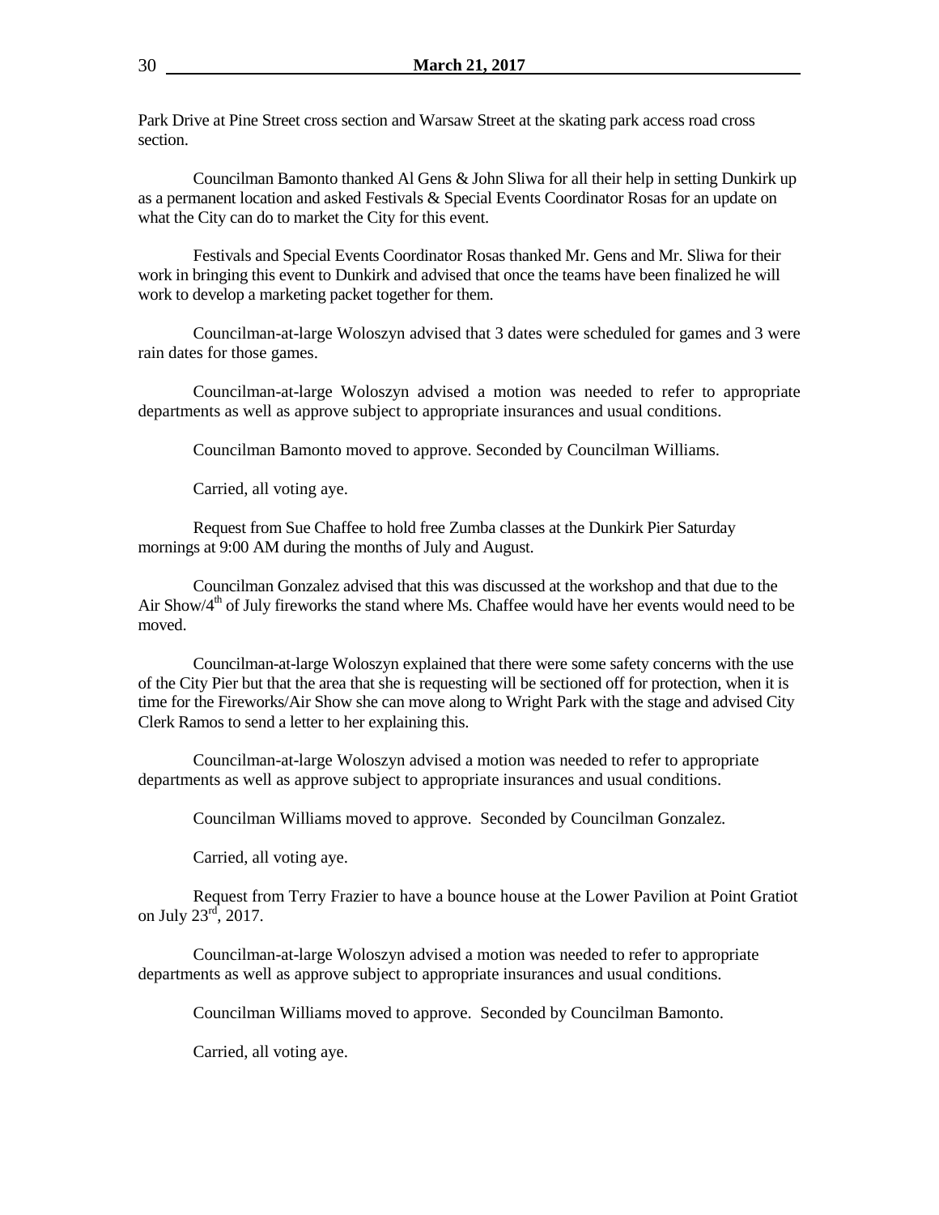Park Drive at Pine Street cross section and Warsaw Street at the skating park access road cross section.

Councilman Bamonto thanked Al Gens & John Sliwa for all their help in setting Dunkirk up as a permanent location and asked Festivals & Special Events Coordinator Rosas for an update on what the City can do to market the City for this event.

Festivals and Special Events Coordinator Rosas thanked Mr. Gens and Mr. Sliwa for their work in bringing this event to Dunkirk and advised that once the teams have been finalized he will work to develop a marketing packet together for them.

Councilman-at-large Woloszyn advised that 3 dates were scheduled for games and 3 were rain dates for those games.

Councilman-at-large Woloszyn advised a motion was needed to refer to appropriate departments as well as approve subject to appropriate insurances and usual conditions.

Councilman Bamonto moved to approve. Seconded by Councilman Williams.

Carried, all voting aye.

Request from Sue Chaffee to hold free Zumba classes at the Dunkirk Pier Saturday mornings at 9:00 AM during the months of July and August.

Councilman Gonzalez advised that this was discussed at the workshop and that due to the Air Show/4th of July fireworks the stand where Ms. Chaffee would have her events would need to be moved.

Councilman-at-large Woloszyn explained that there were some safety concerns with the use of the City Pier but that the area that she is requesting will be sectioned off for protection, when it is time for the Fireworks/Air Show she can move along to Wright Park with the stage and advised City Clerk Ramos to send a letter to her explaining this.

Councilman-at-large Woloszyn advised a motion was needed to refer to appropriate departments as well as approve subject to appropriate insurances and usual conditions.

Councilman Williams moved to approve. Seconded by Councilman Gonzalez.

Carried, all voting aye.

Request from Terry Frazier to have a bounce house at the Lower Pavilion at Point Gratiot on July 23rd, 2017.

Councilman-at-large Woloszyn advised a motion was needed to refer to appropriate departments as well as approve subject to appropriate insurances and usual conditions.

Councilman Williams moved to approve. Seconded by Councilman Bamonto.

Carried, all voting aye.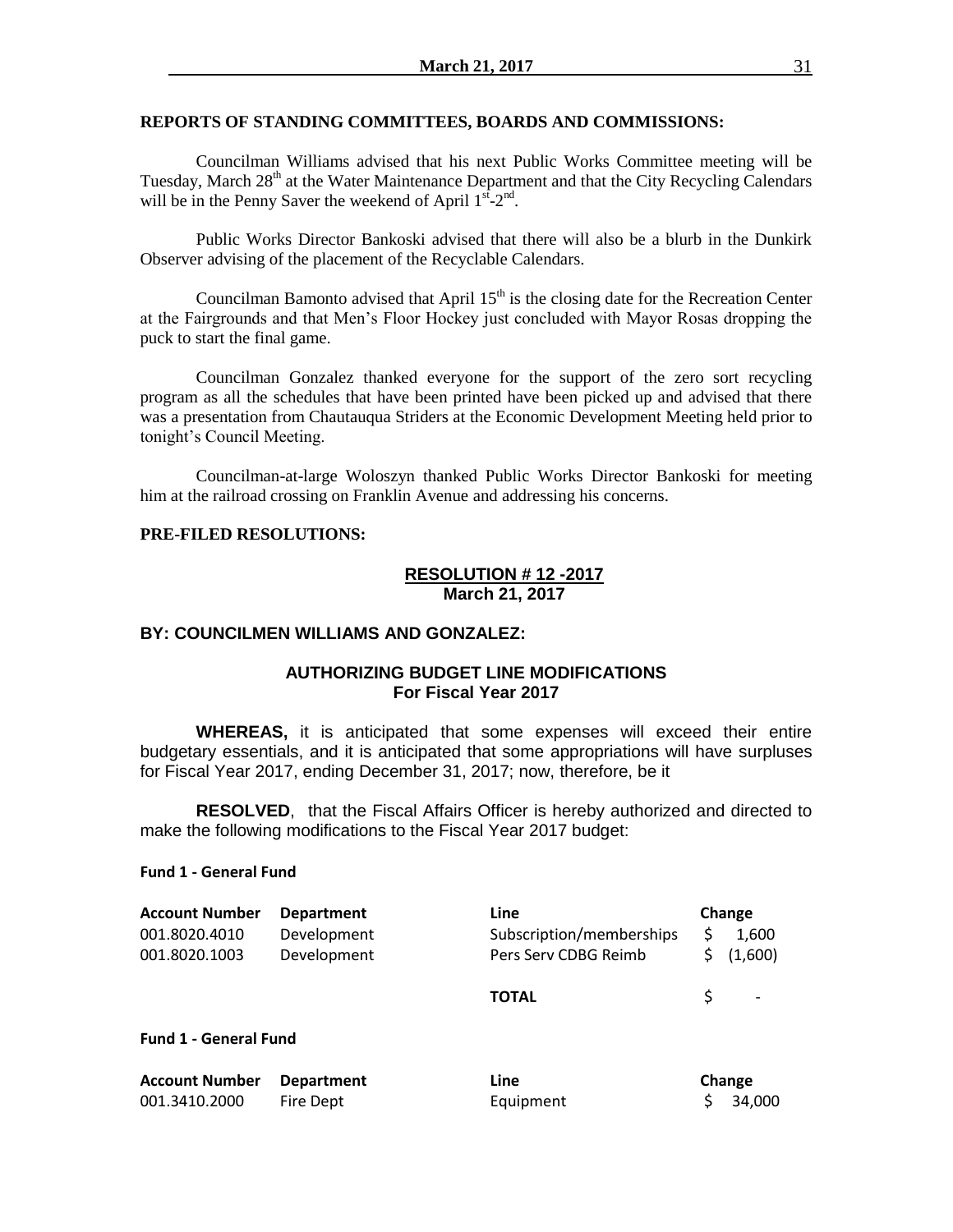**REPORTS OF STANDING COMMITTEES, BOARDS AND COMMISSIONS:**

Councilman Williams advised that his next Public Works Committee meeting will be Tuesday, March 28th at the Water Maintenance Department and that the City Recycling Calendars will be in the Penny Saver the weekend of April 1st-2nd.

Public Works Director Bankoski advised that there will also be a blurb in the Dunkirk Observer advising of the placement of the Recyclable Calendars.

Councilman Bamonto advised that April 15th is the closing date for the Recreation Center at the Fairgrounds and that Men's Floor Hockey just concluded with Mayor Rosas dropping the puck to start the final game.

Councilman Gonzalez thanked everyone for the support of the zero sort recycling program as all the schedules that have been printed have been picked up and advised that there was a presentation from Chautauqua Striders at the Economic Development Meeting held prior to tonight's Council Meeting.

Councilman-at-large Woloszyn thanked Public Works Director Bankoski for meeting him at the railroad crossing on Franklin Avenue and addressing his concerns.

**PRE-FILED RESOLUTIONS:**

**RESOLUTION # 12 -2017**
**March 21, 2017**

**BY: COUNCILMEN WILLIAMS AND GONZALEZ:**

**AUTHORIZING BUDGET LINE MODIFICATIONS**
**For Fiscal Year 2017**

**WHEREAS,** it is anticipated that some expenses will exceed their entire budgetary essentials, and it is anticipated that some appropriations will have surpluses for Fiscal Year 2017, ending December 31, 2017; now, therefore, be it

**RESOLVED**, that the Fiscal Affairs Officer is hereby authorized and directed to make the following modifications to the Fiscal Year 2017 budget:

**Fund 1 - General Fund**

| Account Number | Department | Line | Change |
|---|---|---|---|
| 001.8020.4010 | Development | Subscription/memberships | $ 1,600 |
| 001.8020.1003 | Development | Pers Serv CDBG Reimb | $ (1,600) |
| | | **TOTAL** | $ - |

**Fund 1 - General Fund**

| Account Number | Department | Line | Change |
|---|---|---|---|
| 001.3410.2000 | Fire Dept | Equipment | $ 34,000 |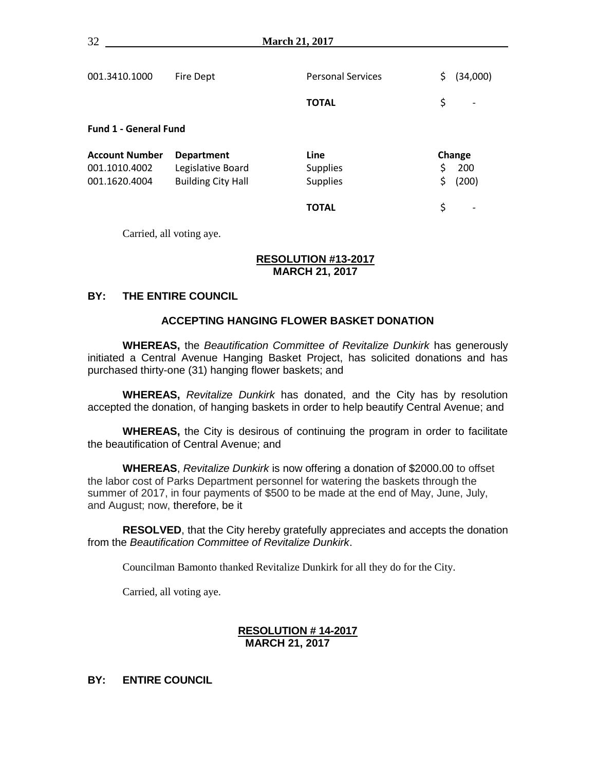| | | | |
|---|---|---|---|
| 001.3410.1000 | Fire Dept | Personal Services | $ (34,000) |
| | | **TOTAL** | $ - |

**Fund 1 - General Fund**

| **Account Number** | **Department** | **Line** | **Change** |
|---|---|---|---|
| 001.1010.4002 | Legislative Board | Supplies | $ 200 |
| 001.1620.4004 | Building City Hall | Supplies | $ (200) |
| | | **TOTAL** | $ - |

Carried, all voting aye.

**RESOLUTION #13-2017**
**MARCH 21, 2017**

**BY: THE ENTIRE COUNCIL**

**ACCEPTING HANGING FLOWER BASKET DONATION**

**WHEREAS,** the *Beautification Committee of Revitalize Dunkirk* has generously initiated a Central Avenue Hanging Basket Project, has solicited donations and has purchased thirty-one (31) hanging flower baskets; and

**WHEREAS,** *Revitalize Dunkirk* has donated, and the City has by resolution accepted the donation, of hanging baskets in order to help beautify Central Avenue; and

**WHEREAS,** the City is desirous of continuing the program in order to facilitate the beautification of Central Avenue; and

**WHEREAS**, *Revitalize Dunkirk* is now offering a donation of $2000.00 to offset the labor cost of Parks Department personnel for watering the baskets through the summer of 2017, in four payments of $500 to be made at the end of May, June, July, and August; now, therefore, be it

**RESOLVED**, that the City hereby gratefully appreciates and accepts the donation from the *Beautification Committee of Revitalize Dunkirk*.

Councilman Bamonto thanked Revitalize Dunkirk for all they do for the City.

Carried, all voting aye.

**RESOLUTION # 14-2017**
**MARCH 21, 2017**

**BY: ENTIRE COUNCIL**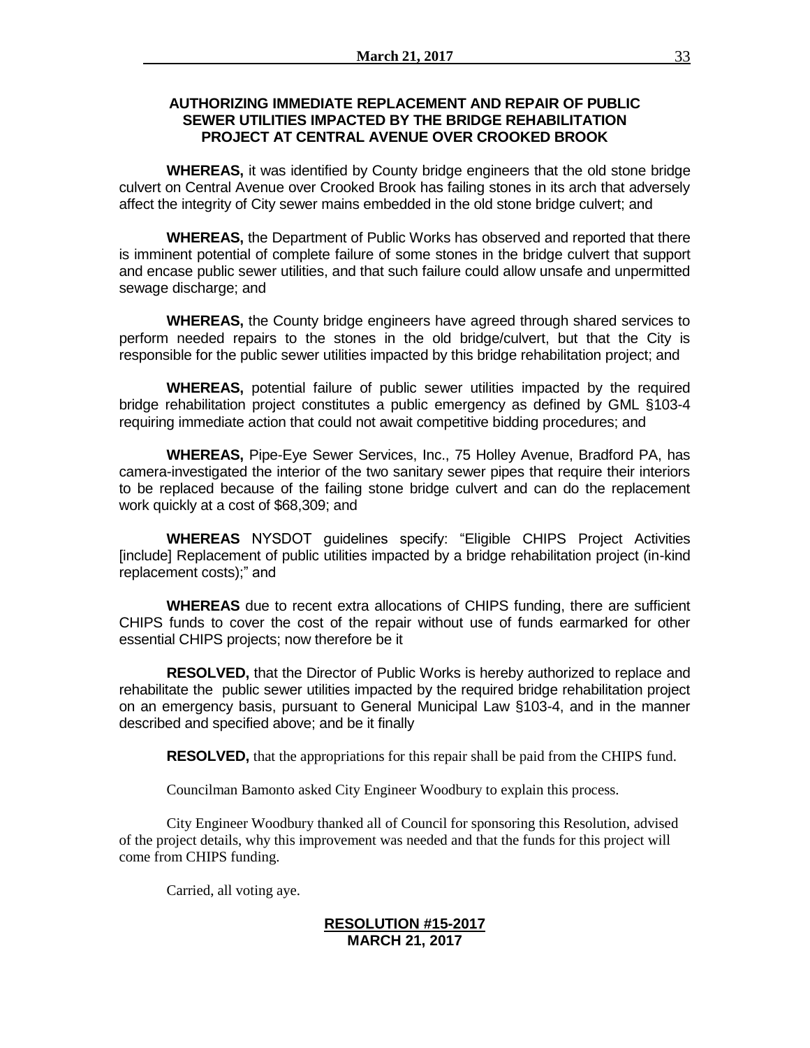### AUTHORIZING IMMEDIATE REPLACEMENT AND REPAIR OF PUBLIC SEWER UTILITIES IMPACTED BY THE BRIDGE REHABILITATION PROJECT AT CENTRAL AVENUE OVER CROOKED BROOK

**WHEREAS,** it was identified by County bridge engineers that the old stone bridge culvert on Central Avenue over Crooked Brook has failing stones in its arch that adversely affect the integrity of City sewer mains embedded in the old stone bridge culvert; and

**WHEREAS,** the Department of Public Works has observed and reported that there is imminent potential of complete failure of some stones in the bridge culvert that support and encase public sewer utilities, and that such failure could allow unsafe and unpermitted sewage discharge; and

**WHEREAS,** the County bridge engineers have agreed through shared services to perform needed repairs to the stones in the old bridge/culvert, but that the City is responsible for the public sewer utilities impacted by this bridge rehabilitation project; and

**WHEREAS,** potential failure of public sewer utilities impacted by the required bridge rehabilitation project constitutes a public emergency as defined by GML §103-4 requiring immediate action that could not await competitive bidding procedures; and

**WHEREAS,** Pipe-Eye Sewer Services, Inc., 75 Holley Avenue, Bradford PA, has camera-investigated the interior of the two sanitary sewer pipes that require their interiors to be replaced because of the failing stone bridge culvert and can do the replacement work quickly at a cost of $68,309; and

**WHEREAS** NYSDOT guidelines specify: "Eligible CHIPS Project Activities [include] Replacement of public utilities impacted by a bridge rehabilitation project (in-kind replacement costs);" and

**WHEREAS** due to recent extra allocations of CHIPS funding, there are sufficient CHIPS funds to cover the cost of the repair without use of funds earmarked for other essential CHIPS projects; now therefore be it

**RESOLVED,** that the Director of Public Works is hereby authorized to replace and rehabilitate the public sewer utilities impacted by the required bridge rehabilitation project on an emergency basis, pursuant to General Municipal Law §103-4, and in the manner described and specified above; and be it finally

**RESOLVED,** that the appropriations for this repair shall be paid from the CHIPS fund.

Councilman Bamonto asked City Engineer Woodbury to explain this process.

City Engineer Woodbury thanked all of Council for sponsoring this Resolution, advised of the project details, why this improvement was needed and that the funds for this project will come from CHIPS funding.

Carried, all voting aye.

**RESOLUTION #15-2017**
**MARCH 21, 2017**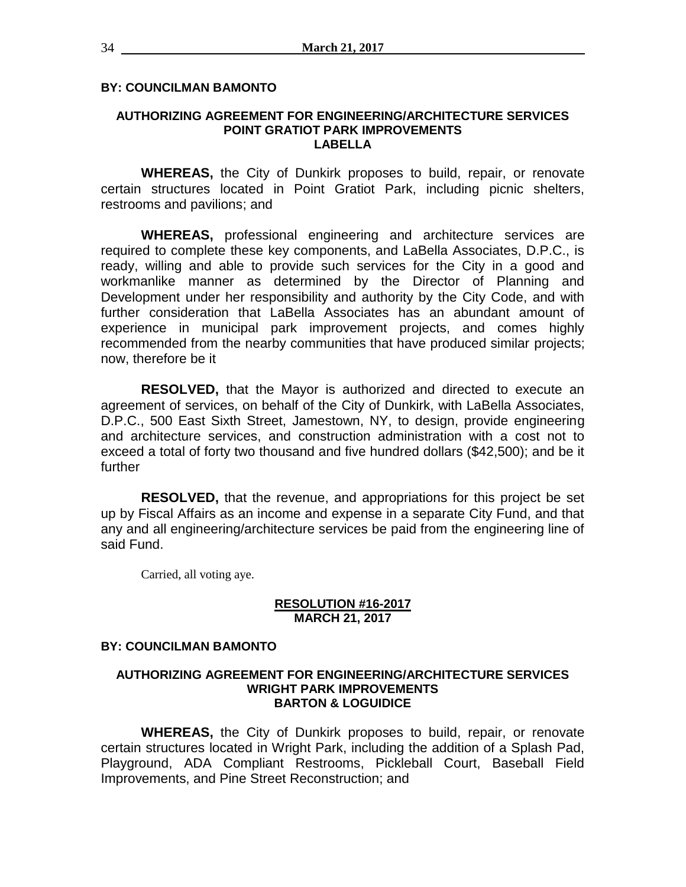**BY: COUNCILMAN BAMONTO**

**AUTHORIZING AGREEMENT FOR ENGINEERING/ARCHITECTURE SERVICES**
**POINT GRATIOT PARK IMPROVEMENTS**
**LABELLA**

**WHEREAS,** the City of Dunkirk proposes to build, repair, or renovate certain structures located in Point Gratiot Park, including picnic shelters, restrooms and pavilions; and

**WHEREAS,** professional engineering and architecture services are required to complete these key components, and LaBella Associates, D.P.C., is ready, willing and able to provide such services for the City in a good and workmanlike manner as determined by the Director of Planning and Development under her responsibility and authority by the City Code, and with further consideration that LaBella Associates has an abundant amount of experience in municipal park improvement projects, and comes highly recommended from the nearby communities that have produced similar projects; now, therefore be it

**RESOLVED,** that the Mayor is authorized and directed to execute an agreement of services, on behalf of the City of Dunkirk, with LaBella Associates, D.P.C., 500 East Sixth Street, Jamestown, NY, to design, provide engineering and architecture services, and construction administration with a cost not to exceed a total of forty two thousand and five hundred dollars ($42,500); and be it further

**RESOLVED,** that the revenue, and appropriations for this project be set up by Fiscal Affairs as an income and expense in a separate City Fund, and that any and all engineering/architecture services be paid from the engineering line of said Fund.

Carried, all voting aye.

**RESOLUTION #16-2017**
**MARCH 21, 2017**

**BY: COUNCILMAN BAMONTO**

**AUTHORIZING AGREEMENT FOR ENGINEERING/ARCHITECTURE SERVICES**
**WRIGHT PARK IMPROVEMENTS**
**BARTON & LOGUIDICE**

**WHEREAS,** the City of Dunkirk proposes to build, repair, or renovate certain structures located in Wright Park, including the addition of a Splash Pad, Playground, ADA Compliant Restrooms, Pickleball Court, Baseball Field Improvements, and Pine Street Reconstruction; and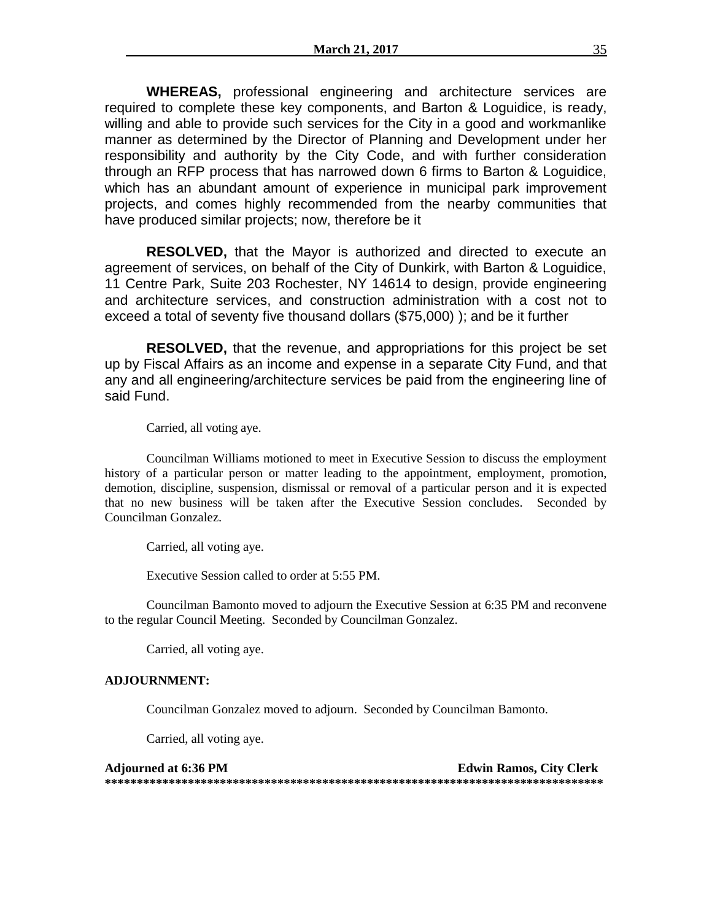**WHEREAS,** professional engineering and architecture services are required to complete these key components, and Barton & Loguidice, is ready, willing and able to provide such services for the City in a good and workmanlike manner as determined by the Director of Planning and Development under her responsibility and authority by the City Code, and with further consideration through an RFP process that has narrowed down 6 firms to Barton & Loguidice, which has an abundant amount of experience in municipal park improvement projects, and comes highly recommended from the nearby communities that have produced similar projects; now, therefore be it

**RESOLVED,** that the Mayor is authorized and directed to execute an agreement of services, on behalf of the City of Dunkirk, with Barton & Loguidice, 11 Centre Park, Suite 203 Rochester, NY 14614 to design, provide engineering and architecture services, and construction administration with a cost not to exceed a total of seventy five thousand dollars ($75,000) ); and be it further

**RESOLVED,** that the revenue, and appropriations for this project be set up by Fiscal Affairs as an income and expense in a separate City Fund, and that any and all engineering/architecture services be paid from the engineering line of said Fund.

Carried, all voting aye.

Councilman Williams motioned to meet in Executive Session to discuss the employment history of a particular person or matter leading to the appointment, employment, promotion, demotion, discipline, suspension, dismissal or removal of a particular person and it is expected that no new business will be taken after the Executive Session concludes. Seconded by Councilman Gonzalez.

Carried, all voting aye.

Executive Session called to order at 5:55 PM.

Councilman Bamonto moved to adjourn the Executive Session at 6:35 PM and reconvene to the regular Council Meeting. Seconded by Councilman Gonzalez.

Carried, all voting aye.

**ADJOURNMENT:**

Councilman Gonzalez moved to adjourn. Seconded by Councilman Bamonto.

Carried, all voting aye.

**Adjourned at 6:36 PM** **Edwin Ramos, City Clerk**

*******************************************************************************